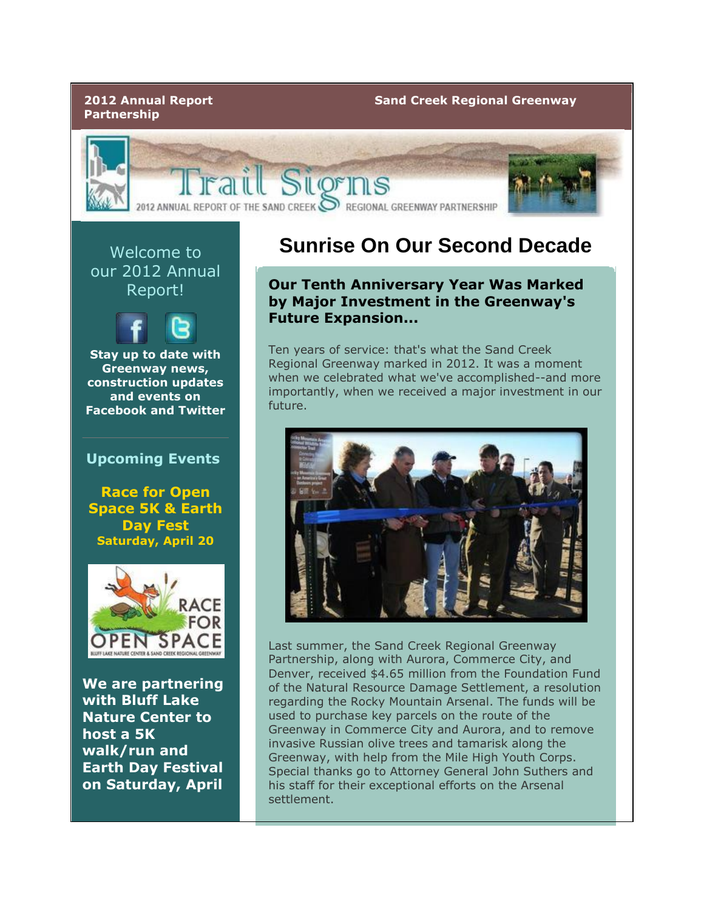**2012 Annual Report Partnership** **Sand Creek Regional Greenway**

Trail Signs

2012 ANNUAL REPORT OF THE SAND CREEK REGIONAL GREENWAY PARTNERSHIP

Welcome to our 2012 Annual Report!

**Stay up to date with Greenway news, construction updates and events on Facebook and Twitter**

**Upcoming Events**

**Race for Open Space 5K & Earth Day Fest**
**Saturday, April 20**

**We are partnering with Bluff Lake Nature Center to host a 5K walk/run and Earth Day Festival on Saturday, April**

# Sunrise On Our Second Decade

### Our Tenth Anniversary Year Was Marked by Major Investment in the Greenway's Future Expansion...

Ten years of service: that's what the Sand Creek Regional Greenway marked in 2012. It was a moment when we celebrated what we've accomplished--and more importantly, when we received a major investment in our future.

Last summer, the Sand Creek Regional Greenway Partnership, along with Aurora, Commerce City, and Denver, received $4.65 million from the Foundation Fund of the Natural Resource Damage Settlement, a resolution regarding the Rocky Mountain Arsenal. The funds will be used to purchase key parcels on the route of the Greenway in Commerce City and Aurora, and to remove invasive Russian olive trees and tamarisk along the Greenway, with help from the Mile High Youth Corps. Special thanks go to Attorney General John Suthers and his staff for their exceptional efforts on the Arsenal settlement.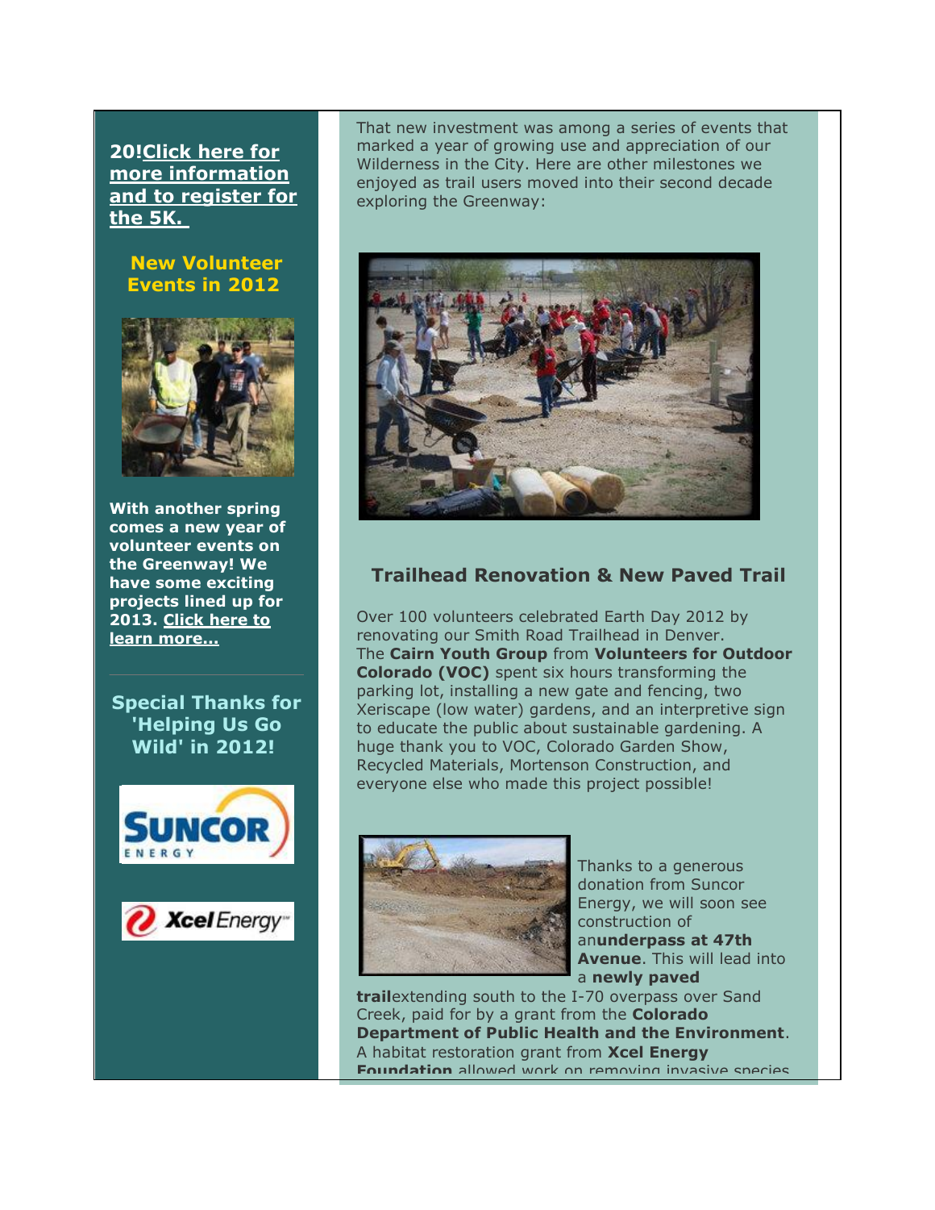**20!Click here for more information and to register for the 5K.**

## New Volunteer Events in 2012

**With another spring comes a new year of volunteer events on the Greenway! We have some exciting projects lined up for 2013. Click here to learn more...**

## Special Thanks for 'Helping Us Go Wild' in 2012!

SUNCOR ENERGY

Xcel Energy

That new investment was among a series of events that marked a year of growing use and appreciation of our Wilderness in the City. Here are other milestones we enjoyed as trail users moved into their second decade exploring the Greenway:

## Trailhead Renovation & New Paved Trail

Over 100 volunteers celebrated Earth Day 2012 by renovating our Smith Road Trailhead in Denver. The **Cairn Youth Group** from **Volunteers for Outdoor Colorado (VOC)** spent six hours transforming the parking lot, installing a new gate and fencing, two Xeriscape (low water) gardens, and an interpretive sign to educate the public about sustainable gardening. A huge thank you to VOC, Colorado Garden Show, Recycled Materials, Mortenson Construction, and everyone else who made this project possible!

Thanks to a generous donation from Suncor Energy, we will soon see construction of an**underpass at 47th Avenue**. This will lead into a **newly paved trail**extending south to the I-70 overpass over Sand Creek, paid for by a grant from the **Colorado Department of Public Health and the Environment**. A habitat restoration grant from **Xcel Energy Foundation** allowed work on removing invasive species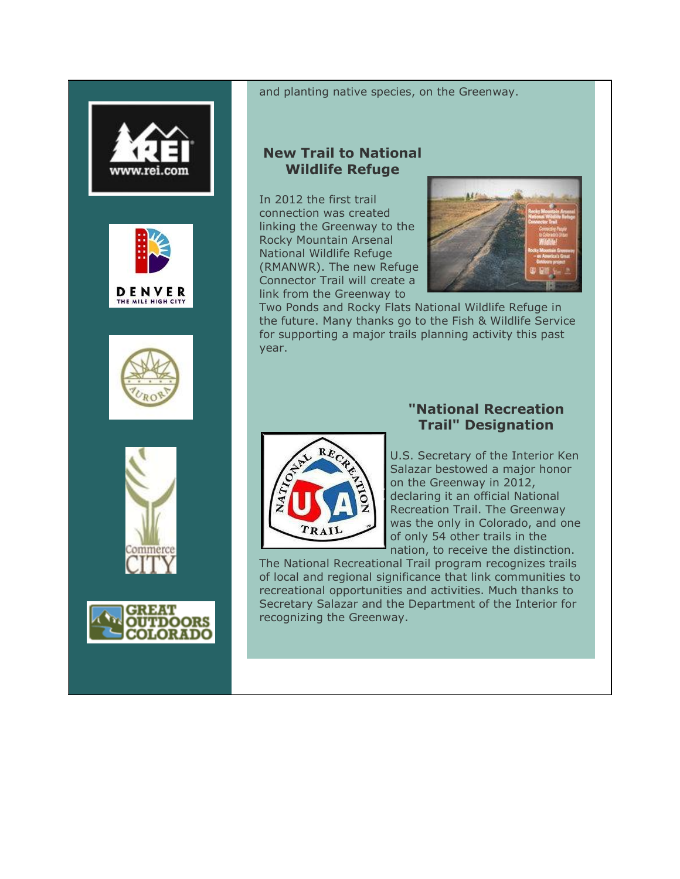and planting native species, on the Greenway.

## New Trail to National Wildlife Refuge

In 2012 the first trail connection was created linking the Greenway to the Rocky Mountain Arsenal National Wildlife Refuge (RMANWR). The new Refuge Connector Trail will create a link from the Greenway to Two Ponds and Rocky Flats National Wildlife Refuge in the future. Many thanks go to the Fish & Wildlife Service for supporting a major trails planning activity this past year.

## "National Recreation Trail" Designation

U.S. Secretary of the Interior Ken Salazar bestowed a major honor on the Greenway in 2012, declaring it an official National Recreation Trail. The Greenway was the only in Colorado, and one of only 54 other trails in the nation, to receive the distinction. The National Recreational Trail program recognizes trails of local and regional significance that link communities to recreational opportunities and activities. Much thanks to Secretary Salazar and the Department of the Interior for recognizing the Greenway.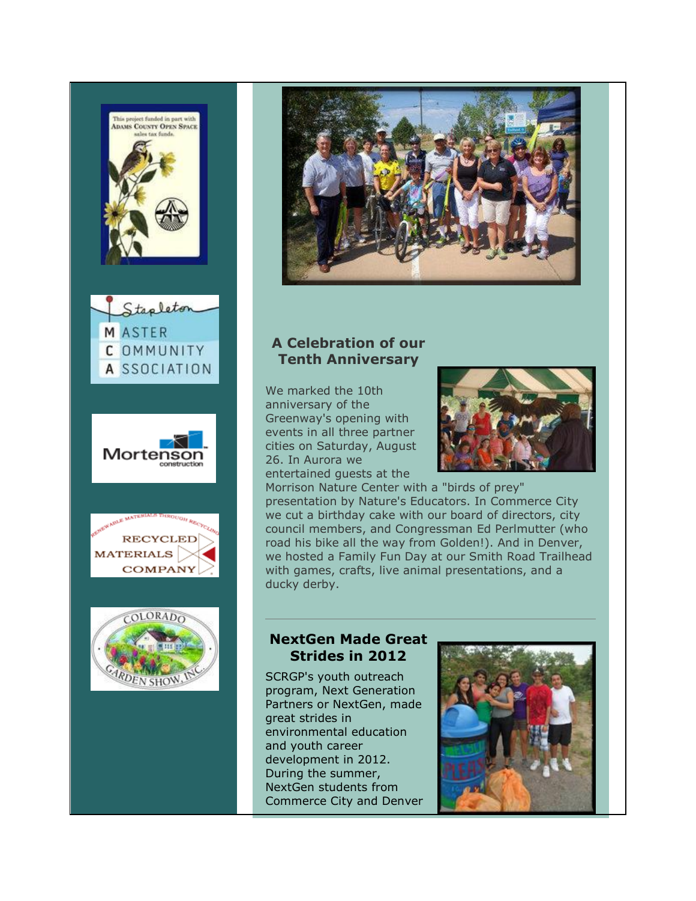This project funded in part with Adams County Open Space sales tax funds.

Stapleton Master Community Association

Mortenson construction

Renewable Materials Through Recycling
Recycled Materials Company

Colorado Garden Show, Inc.

## A Celebration of our Tenth Anniversary

We marked the 10th anniversary of the Greenway's opening with events in all three partner cities on Saturday, August 26. In Aurora we entertained guests at the Morrison Nature Center with a "birds of prey" presentation by Nature's Educators. In Commerce City we cut a birthday cake with our board of directors, city council members, and Congressman Ed Perlmutter (who road his bike all the way from Golden!). And in Denver, we hosted a Family Fun Day at our Smith Road Trailhead with games, crafts, live animal presentations, and a ducky derby.

---

## NextGen Made Great Strides in 2012

SCRGP's youth outreach program, Next Generation Partners or NextGen, made great strides in environmental education and youth career development in 2012. During the summer, NextGen students from Commerce City and Denver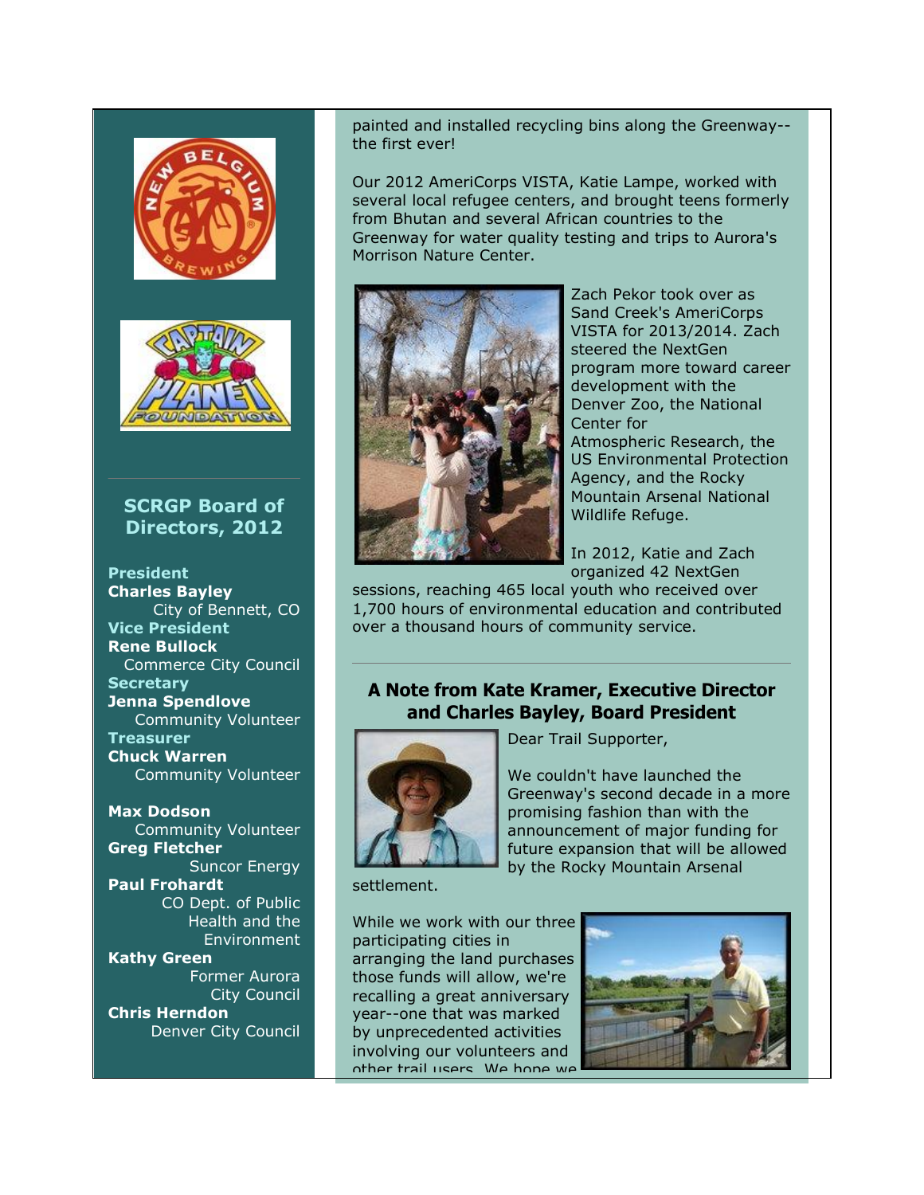painted and installed recycling bins along the Greenway--the first ever!

Our 2012 AmeriCorps VISTA, Katie Lampe, worked with several local refugee centers, and brought teens formerly from Bhutan and several African countries to the Greenway for water quality testing and trips to Aurora's Morrison Nature Center.

Zach Pekor took over as Sand Creek's AmeriCorps VISTA for 2013/2014. Zach steered the NextGen program more toward career development with the Denver Zoo, the National Center for Atmospheric Research, the US Environmental Protection Agency, and the Rocky Mountain Arsenal National Wildlife Refuge.

In 2012, Katie and Zach organized 42 NextGen sessions, reaching 465 local youth who received over 1,700 hours of environmental education and contributed over a thousand hours of community service.

## A Note from Kate Kramer, Executive Director and Charles Bayley, Board President

Dear Trail Supporter,

We couldn't have launched the Greenway's second decade in a more promising fashion than with the announcement of major funding for future expansion that will be allowed by the Rocky Mountain Arsenal settlement.

While we work with our three participating cities in arranging the land purchases those funds will allow, we're recalling a great anniversary year--one that was marked by unprecedented activities involving our volunteers and other trail users. We hope we

## SCRGP Board of Directors, 2012

**President**
**Charles Bayley**
City of Bennett, CO

**Vice President**
**Rene Bullock**
Commerce City Council

**Secretary**
**Jenna Spendlove**
Community Volunteer

**Treasurer**
**Chuck Warren**
Community Volunteer

**Max Dodson**
Community Volunteer

**Greg Fletcher**
Suncor Energy

**Paul Frohardt**
CO Dept. of Public Health and the Environment

**Kathy Green**
Former Aurora City Council

**Chris Herndon**
Denver City Council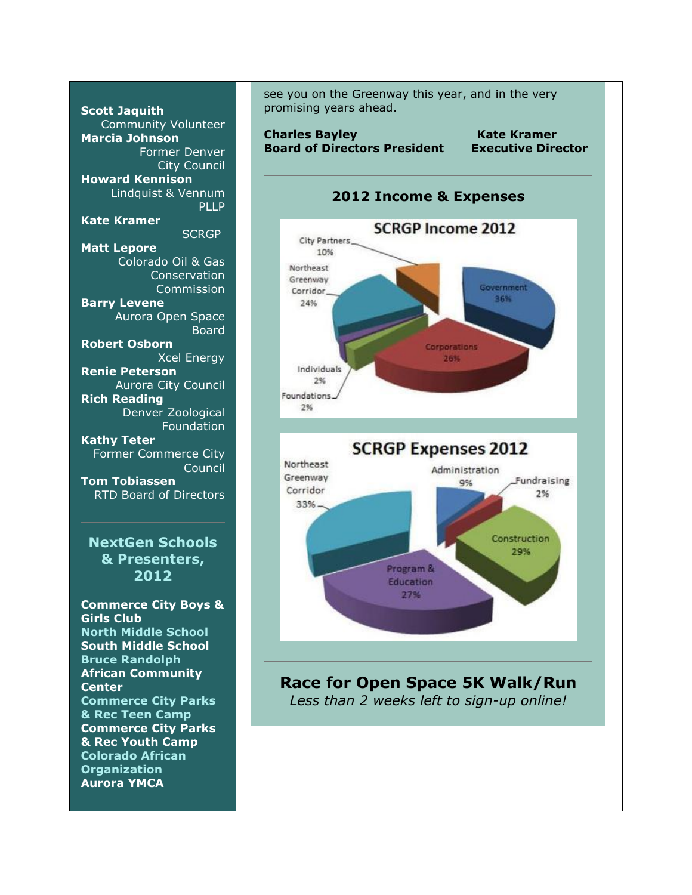**Scott Jaquith**
Community Volunteer
**Marcia Johnson**
Former Denver City Council
**Howard Kennison**
Lindquist & Vennum PLLP
**Kate Kramer**
SCRGP
**Matt Lepore**
Colorado Oil & Gas Conservation Commission
**Barry Levene**
Aurora Open Space Board
**Robert Osborn**
Xcel Energy
**Renie Peterson**
Aurora City Council
**Rich Reading**
Denver Zoological Foundation
**Kathy Teter**
Former Commerce City Council
**Tom Tobiassen**
RTD Board of Directors

## NextGen Schools & Presenters, 2012

**Commerce City Boys & Girls Club**
**North Middle School**
**South Middle School**
**Bruce Randolph**
**African Community Center**
**Commerce City Parks & Rec Teen Camp**
**Commerce City Parks & Rec Youth Camp**
**Colorado African Organization**
**Aurora YMCA**

see you on the Greenway this year, and in the very promising years ahead.

**Charles Bayley**
**Board of Directors President**

**Kate Kramer**
**Executive Director**

## 2012 Income & Expenses

**SCRGP Income 2012**

| Source | Percent |
|---|---|
| Government | 36% |
| Corporations | 26% |
| Northeast Greenway Corridor | 24% |
| City Partners | 10% |
| Individuals | 2% |
| Foundations | 2% |

**SCRGP Expenses 2012**

| Category | Percent |
|---|---|
| Northeast Greenway Corridor | 33% |
| Construction | 29% |
| Program & Education | 27% |
| Administration | 9% |
| Fundraising | 2% |

## Race for Open Space 5K Walk/Run

*Less than 2 weeks left to sign-up online!*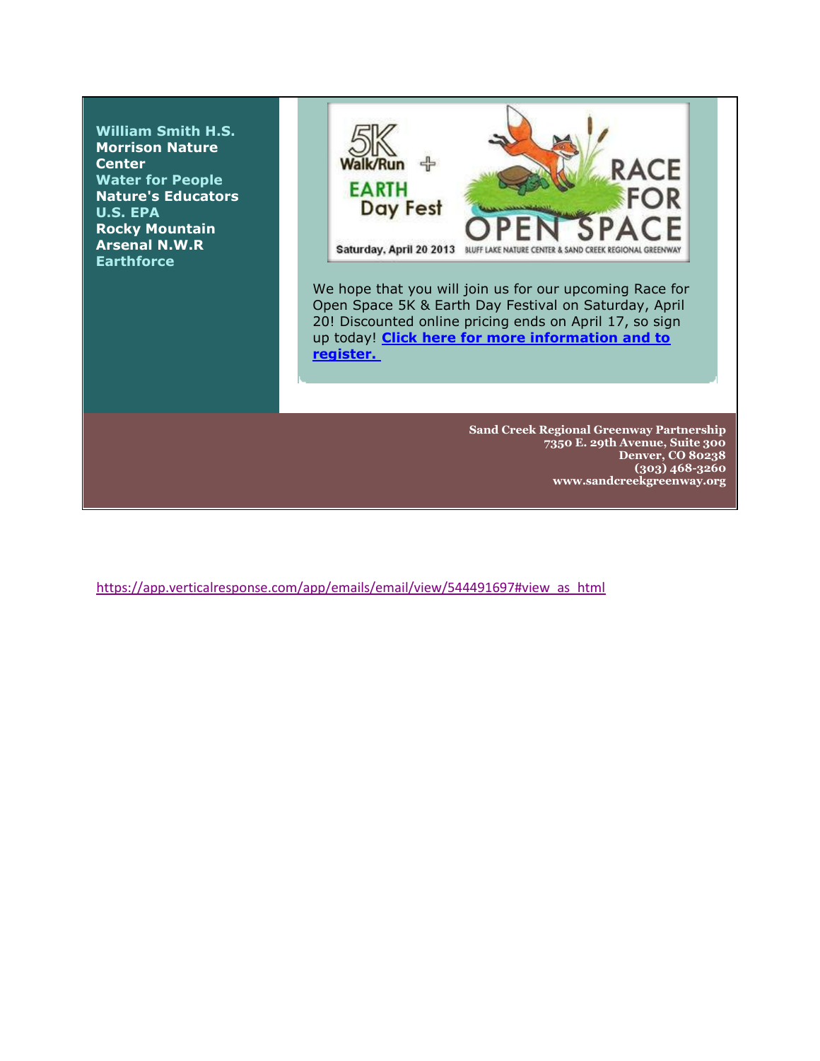**William Smith H.S.**
**Morrison Nature Center**
**Water for People**
**Nature's Educators**
**U.S. EPA**
**Rocky Mountain Arsenal N.W.R**
**Earthforce**

5K Walk/Run + EARTH Day Fest

RACE FOR OPEN SPACE

Saturday, April 20 2013 BLUFF LAKE NATURE CENTER & SAND CREEK REGIONAL GREENWAY

We hope that you will join us for our upcoming Race for Open Space 5K & Earth Day Festival on Saturday, April 20! Discounted online pricing ends on April 17, so sign up today! **Click here for more information and to register.**

**Sand Creek Regional Greenway Partnership**
**7350 E. 29th Avenue, Suite 300**
**Denver, CO 80238**
**(303) 468-3260**
**www.sandcreekgreenway.org**

https://app.verticalresponse.com/app/emails/email/view/544491697#view_as_html